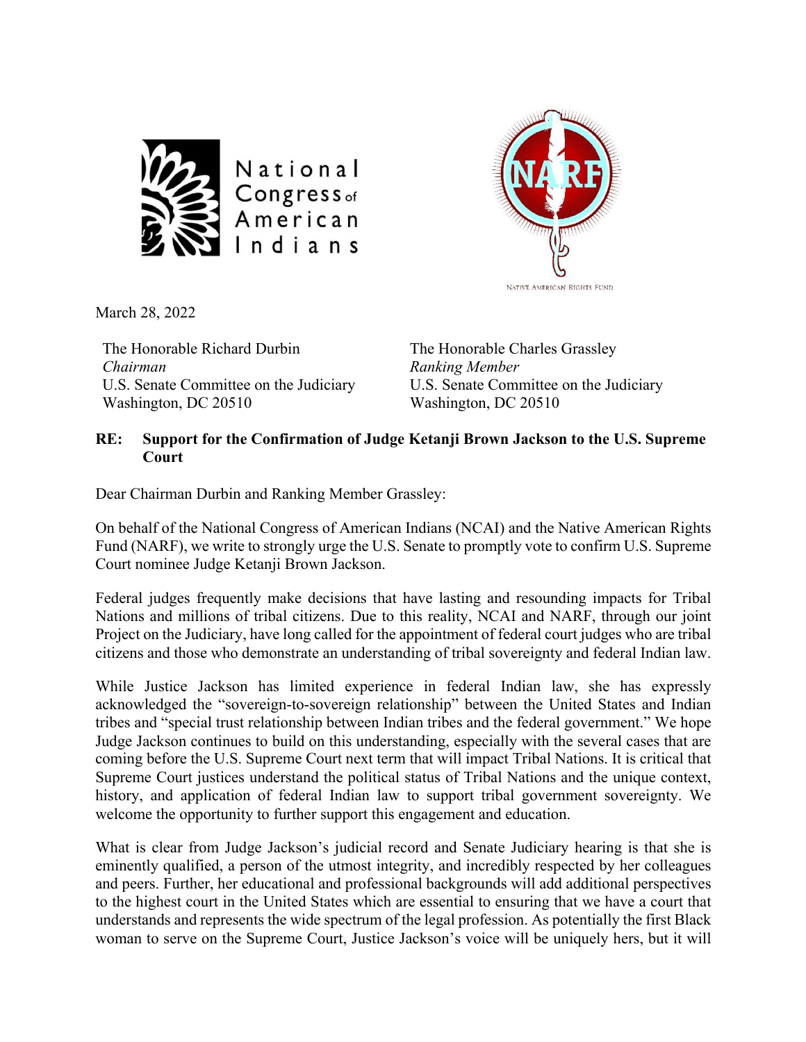National Congress of American Indians

NATIVE AMERICAN RIGHTS FUND

March 28, 2022

The Honorable Richard Durbin
*Chairman*
U.S. Senate Committee on the Judiciary
Washington, DC 20510

The Honorable Charles Grassley
*Ranking Member*
U.S. Senate Committee on the Judiciary
Washington, DC 20510

**RE: Support for the Confirmation of Judge Ketanji Brown Jackson to the U.S. Supreme Court**

Dear Chairman Durbin and Ranking Member Grassley:

On behalf of the National Congress of American Indians (NCAI) and the Native American Rights Fund (NARF), we write to strongly urge the U.S. Senate to promptly vote to confirm U.S. Supreme Court nominee Judge Ketanji Brown Jackson.

Federal judges frequently make decisions that have lasting and resounding impacts for Tribal Nations and millions of tribal citizens. Due to this reality, NCAI and NARF, through our joint Project on the Judiciary, have long called for the appointment of federal court judges who are tribal citizens and those who demonstrate an understanding of tribal sovereignty and federal Indian law.

While Justice Jackson has limited experience in federal Indian law, she has expressly acknowledged the "sovereign-to-sovereign relationship" between the United States and Indian tribes and "special trust relationship between Indian tribes and the federal government." We hope Judge Jackson continues to build on this understanding, especially with the several cases that are coming before the U.S. Supreme Court next term that will impact Tribal Nations. It is critical that Supreme Court justices understand the political status of Tribal Nations and the unique context, history, and application of federal Indian law to support tribal government sovereignty. We welcome the opportunity to further support this engagement and education.

What is clear from Judge Jackson's judicial record and Senate Judiciary hearing is that she is eminently qualified, a person of the utmost integrity, and incredibly respected by her colleagues and peers. Further, her educational and professional backgrounds will add additional perspectives to the highest court in the United States which are essential to ensuring that we have a court that understands and represents the wide spectrum of the legal profession. As potentially the first Black woman to serve on the Supreme Court, Justice Jackson's voice will be uniquely hers, but it will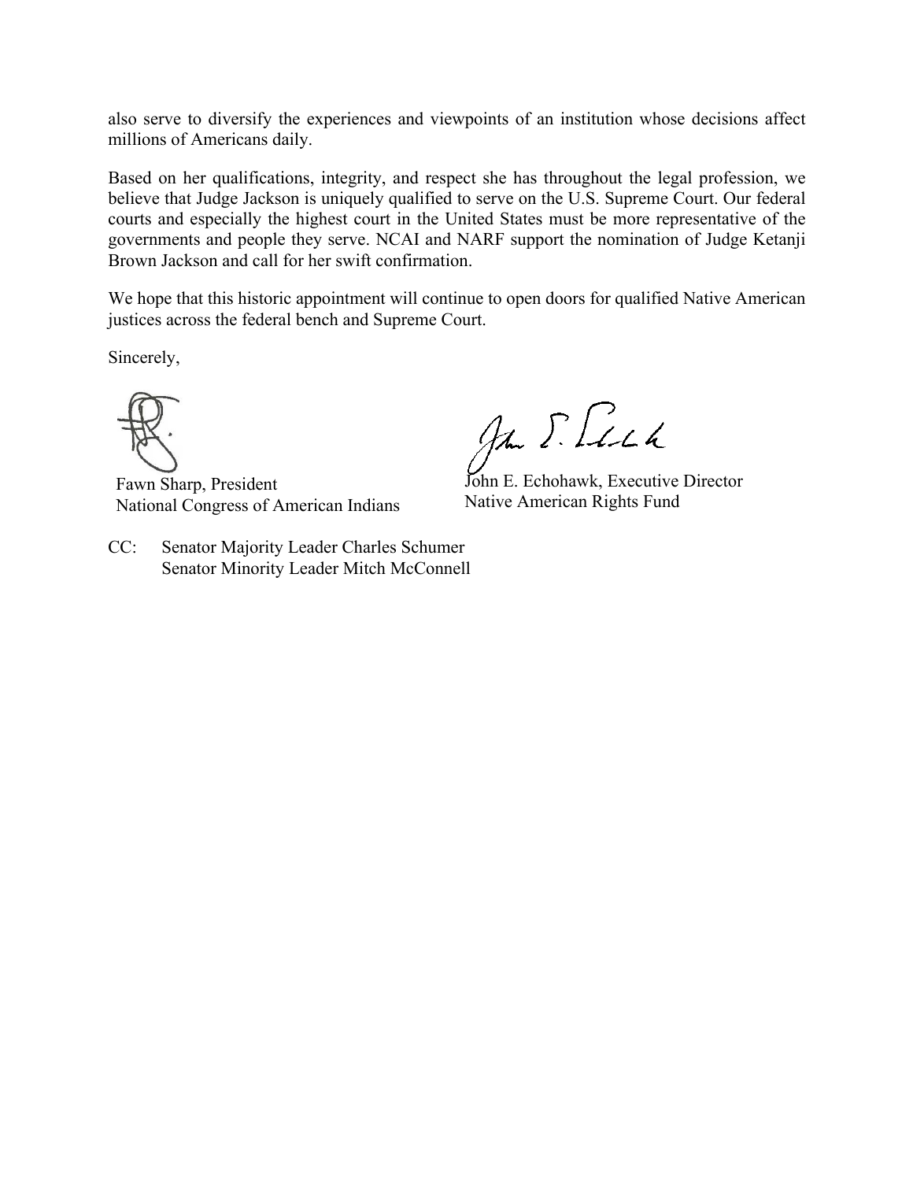also serve to diversify the experiences and viewpoints of an institution whose decisions affect millions of Americans daily.

Based on her qualifications, integrity, and respect she has throughout the legal profession, we believe that Judge Jackson is uniquely qualified to serve on the U.S. Supreme Court. Our federal courts and especially the highest court in the United States must be more representative of the governments and people they serve. NCAI and NARF support the nomination of Judge Ketanji Brown Jackson and call for her swift confirmation.

We hope that this historic appointment will continue to open doors for qualified Native American justices across the federal bench and Supreme Court.

Sincerely,

Fawn Sharp, President
National Congress of American Indians

John E. Echohawk, Executive Director
Native American Rights Fund

CC: Senator Majority Leader Charles Schumer
Senator Minority Leader Mitch McConnell